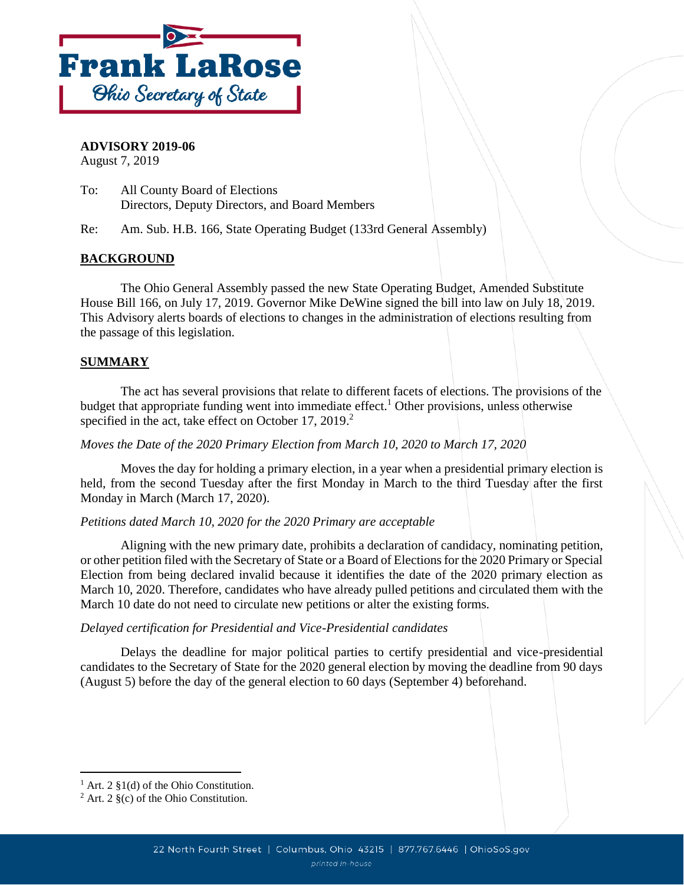Frank LaRose

Ohio Secretary of State

**ADVISORY 2019-06**
August 7, 2019

To: All County Board of Elections
Directors, Deputy Directors, and Board Members

Re: Am. Sub. H.B. 166, State Operating Budget (133rd General Assembly)

## BACKGROUND

The Ohio General Assembly passed the new State Operating Budget, Amended Substitute House Bill 166, on July 17, 2019. Governor Mike DeWine signed the bill into law on July 18, 2019. This Advisory alerts boards of elections to changes in the administration of elections resulting from the passage of this legislation.

## SUMMARY

The act has several provisions that relate to different facets of elections. The provisions of the budget that appropriate funding went into immediate effect.[1] Other provisions, unless otherwise specified in the act, take effect on October 17, 2019.[2]

*Moves the Date of the 2020 Primary Election from March 10, 2020 to March 17, 2020*

Moves the day for holding a primary election, in a year when a presidential primary election is held, from the second Tuesday after the first Monday in March to the third Tuesday after the first Monday in March (March 17, 2020).

*Petitions dated March 10, 2020 for the 2020 Primary are acceptable*

Aligning with the new primary date, prohibits a declaration of candidacy, nominating petition, or other petition filed with the Secretary of State or a Board of Elections for the 2020 Primary or Special Election from being declared invalid because it identifies the date of the 2020 primary election as March 10, 2020. Therefore, candidates who have already pulled petitions and circulated them with the March 10 date do not need to circulate new petitions or alter the existing forms.

*Delayed certification for Presidential and Vice-Presidential candidates*

Delays the deadline for major political parties to certify presidential and vice-presidential candidates to the Secretary of State for the 2020 general election by moving the deadline from 90 days (August 5) before the day of the general election to 60 days (September 4) beforehand.

---

[1] Art. 2 §1(d) of the Ohio Constitution.

[2] Art. 2 §(c) of the Ohio Constitution.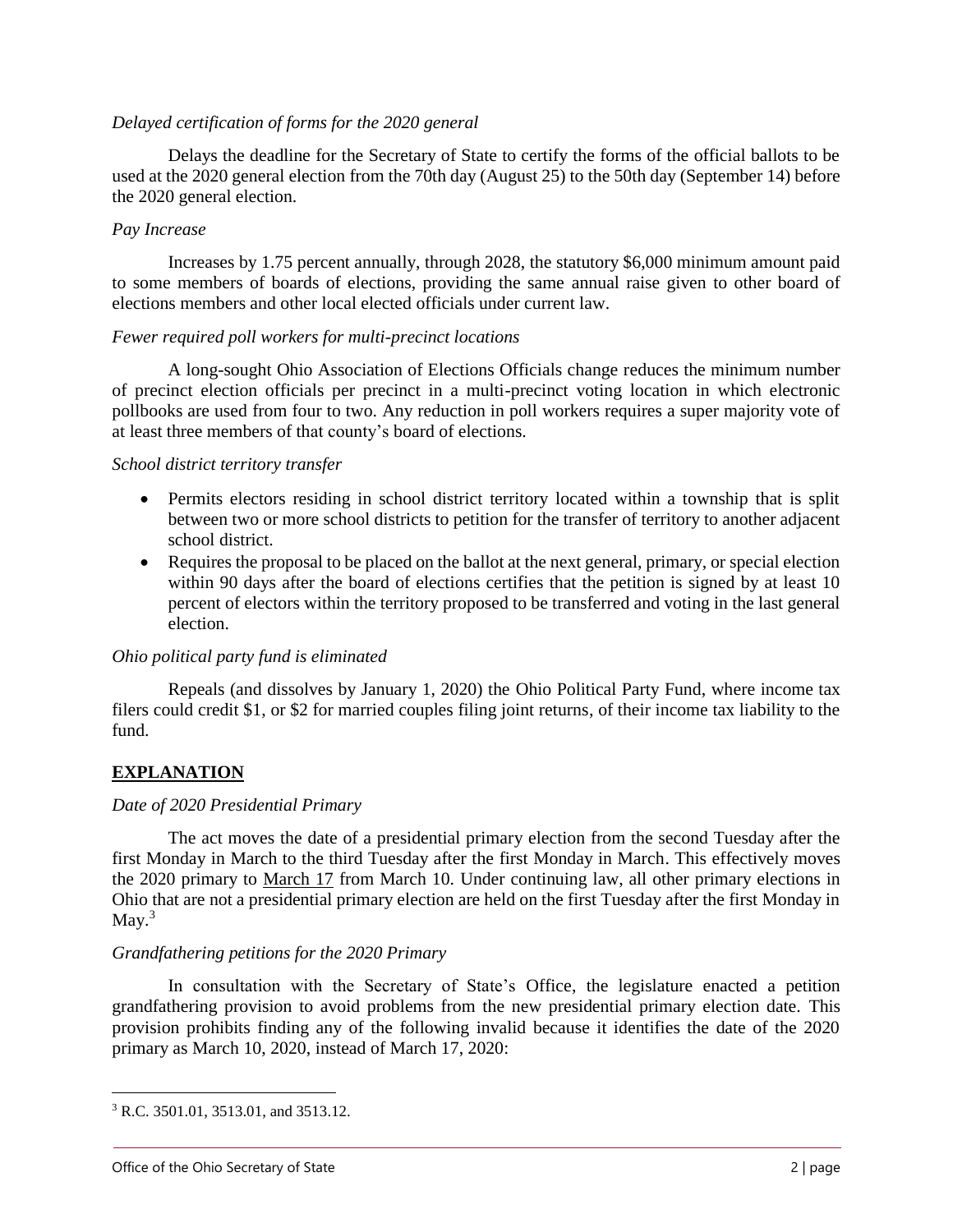*Delayed certification of forms for the 2020 general*

Delays the deadline for the Secretary of State to certify the forms of the official ballots to be used at the 2020 general election from the 70th day (August 25) to the 50th day (September 14) before the 2020 general election.

*Pay Increase*

Increases by 1.75 percent annually, through 2028, the statutory $6,000 minimum amount paid to some members of boards of elections, providing the same annual raise given to other board of elections members and other local elected officials under current law.

*Fewer required poll workers for multi-precinct locations*

A long-sought Ohio Association of Elections Officials change reduces the minimum number of precinct election officials per precinct in a multi-precinct voting location in which electronic pollbooks are used from four to two. Any reduction in poll workers requires a super majority vote of at least three members of that county's board of elections.

*School district territory transfer*

- Permits electors residing in school district territory located within a township that is split between two or more school districts to petition for the transfer of territory to another adjacent school district.
- Requires the proposal to be placed on the ballot at the next general, primary, or special election within 90 days after the board of elections certifies that the petition is signed by at least 10 percent of electors within the territory proposed to be transferred and voting in the last general election.

*Ohio political party fund is eliminated*

Repeals (and dissolves by January 1, 2020) the Ohio Political Party Fund, where income tax filers could credit $1, or $2 for married couples filing joint returns, of their income tax liability to the fund.

## **EXPLANATION**

*Date of 2020 Presidential Primary*

The act moves the date of a presidential primary election from the second Tuesday after the first Monday in March to the third Tuesday after the first Monday in March. This effectively moves the 2020 primary to <u>March 17</u> from March 10. Under continuing law, all other primary elections in Ohio that are not a presidential primary election are held on the first Tuesday after the first Monday in May.[3]

*Grandfathering petitions for the 2020 Primary*

In consultation with the Secretary of State's Office, the legislature enacted a petition grandfathering provision to avoid problems from the new presidential primary election date. This provision prohibits finding any of the following invalid because it identifies the date of the 2020 primary as March 10, 2020, instead of March 17, 2020:

[3] R.C. 3501.01, 3513.01, and 3513.12.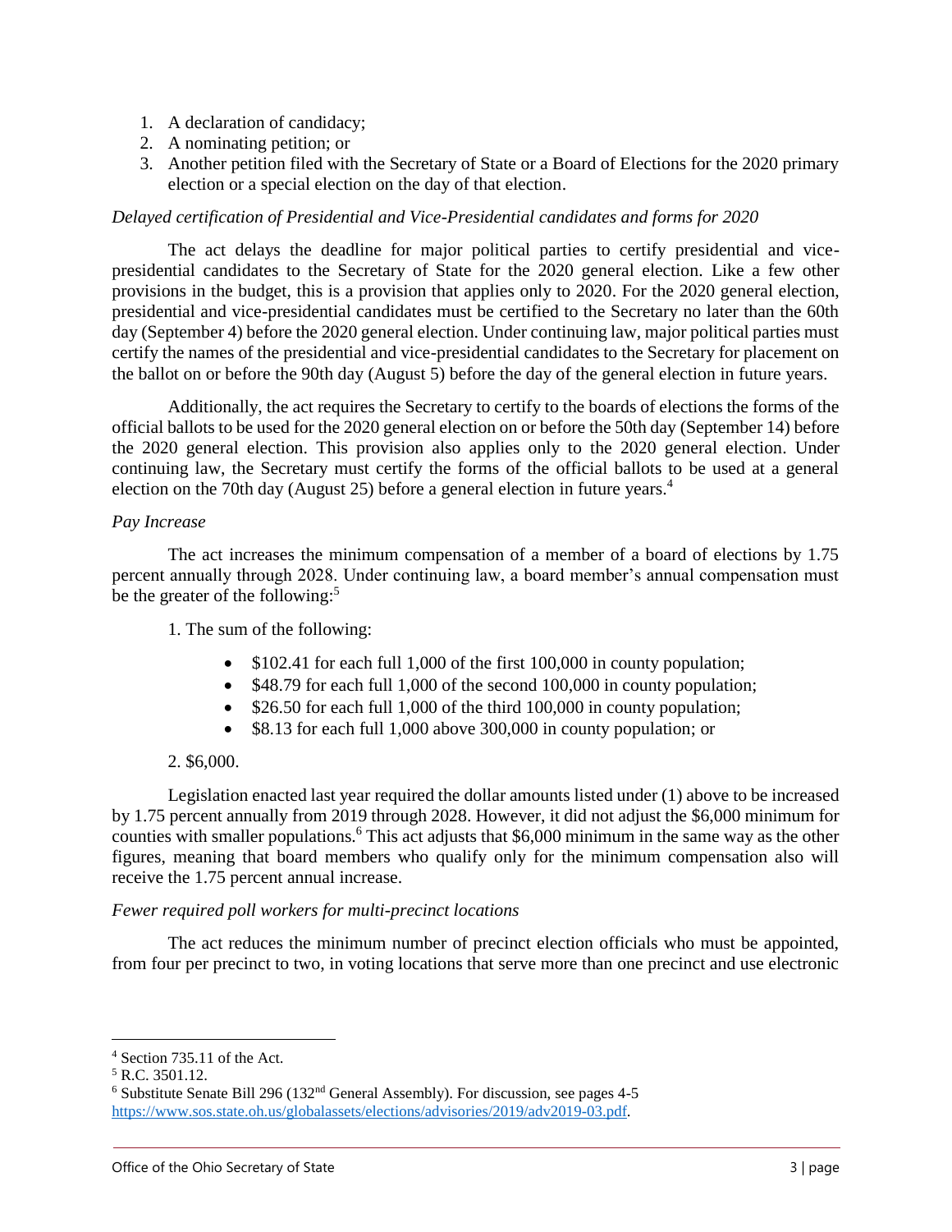1. A declaration of candidacy;
2. A nominating petition; or
3. Another petition filed with the Secretary of State or a Board of Elections for the 2020 primary election or a special election on the day of that election.

*Delayed certification of Presidential and Vice-Presidential candidates and forms for 2020*

The act delays the deadline for major political parties to certify presidential and vice-presidential candidates to the Secretary of State for the 2020 general election. Like a few other provisions in the budget, this is a provision that applies only to 2020. For the 2020 general election, presidential and vice-presidential candidates must be certified to the Secretary no later than the 60th day (September 4) before the 2020 general election. Under continuing law, major political parties must certify the names of the presidential and vice-presidential candidates to the Secretary for placement on the ballot on or before the 90th day (August 5) before the day of the general election in future years.

Additionally, the act requires the Secretary to certify to the boards of elections the forms of the official ballots to be used for the 2020 general election on or before the 50th day (September 14) before the 2020 general election. This provision also applies only to the 2020 general election. Under continuing law, the Secretary must certify the forms of the official ballots to be used at a general election on the 70th day (August 25) before a general election in future years.[4]

*Pay Increase*

The act increases the minimum compensation of a member of a board of elections by 1.75 percent annually through 2028. Under continuing law, a board member's annual compensation must be the greater of the following:[5]

1. The sum of the following:

   - $102.41 for each full 1,000 of the first 100,000 in county population;
   - $48.79 for each full 1,000 of the second 100,000 in county population;
   - $26.50 for each full 1,000 of the third 100,000 in county population;
   - $8.13 for each full 1,000 above 300,000 in county population; or

2. $6,000.

Legislation enacted last year required the dollar amounts listed under (1) above to be increased by 1.75 percent annually from 2019 through 2028. However, it did not adjust the $6,000 minimum for counties with smaller populations.[6] This act adjusts that $6,000 minimum in the same way as the other figures, meaning that board members who qualify only for the minimum compensation also will receive the 1.75 percent annual increase.

*Fewer required poll workers for multi-precinct locations*

The act reduces the minimum number of precinct election officials who must be appointed, from four per precinct to two, in voting locations that serve more than one precinct and use electronic

---

[4] Section 735.11 of the Act.

[5] R.C. 3501.12.

[6] Substitute Senate Bill 296 (132nd General Assembly). For discussion, see pages 4-5 https://www.sos.state.oh.us/globalassets/elections/advisories/2019/adv2019-03.pdf.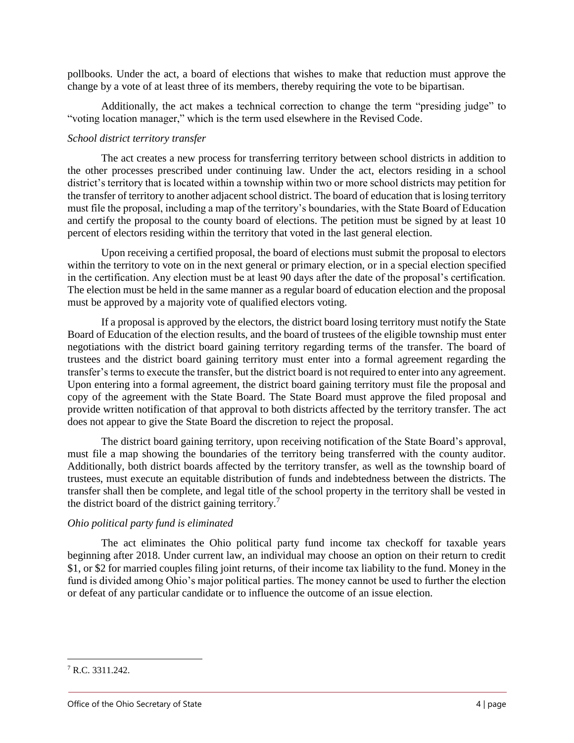pollbooks. Under the act, a board of elections that wishes to make that reduction must approve the change by a vote of at least three of its members, thereby requiring the vote to be bipartisan.

Additionally, the act makes a technical correction to change the term "presiding judge" to "voting location manager," which is the term used elsewhere in the Revised Code.

*School district territory transfer*

The act creates a new process for transferring territory between school districts in addition to the other processes prescribed under continuing law. Under the act, electors residing in a school district's territory that is located within a township within two or more school districts may petition for the transfer of territory to another adjacent school district. The board of education that is losing territory must file the proposal, including a map of the territory's boundaries, with the State Board of Education and certify the proposal to the county board of elections. The petition must be signed by at least 10 percent of electors residing within the territory that voted in the last general election.

Upon receiving a certified proposal, the board of elections must submit the proposal to electors within the territory to vote on in the next general or primary election, or in a special election specified in the certification. Any election must be at least 90 days after the date of the proposal's certification. The election must be held in the same manner as a regular board of education election and the proposal must be approved by a majority vote of qualified electors voting.

If a proposal is approved by the electors, the district board losing territory must notify the State Board of Education of the election results, and the board of trustees of the eligible township must enter negotiations with the district board gaining territory regarding terms of the transfer. The board of trustees and the district board gaining territory must enter into a formal agreement regarding the transfer's terms to execute the transfer, but the district board is not required to enter into any agreement. Upon entering into a formal agreement, the district board gaining territory must file the proposal and copy of the agreement with the State Board. The State Board must approve the filed proposal and provide written notification of that approval to both districts affected by the territory transfer. The act does not appear to give the State Board the discretion to reject the proposal.

The district board gaining territory, upon receiving notification of the State Board's approval, must file a map showing the boundaries of the territory being transferred with the county auditor. Additionally, both district boards affected by the territory transfer, as well as the township board of trustees, must execute an equitable distribution of funds and indebtedness between the districts. The transfer shall then be complete, and legal title of the school property in the territory shall be vested in the district board of the district gaining territory.[7]

*Ohio political party fund is eliminated*

The act eliminates the Ohio political party fund income tax checkoff for taxable years beginning after 2018. Under current law, an individual may choose an option on their return to credit $1, or $2 for married couples filing joint returns, of their income tax liability to the fund. Money in the fund is divided among Ohio's major political parties. The money cannot be used to further the election or defeat of any particular candidate or to influence the outcome of an issue election.

[7] R.C. 3311.242.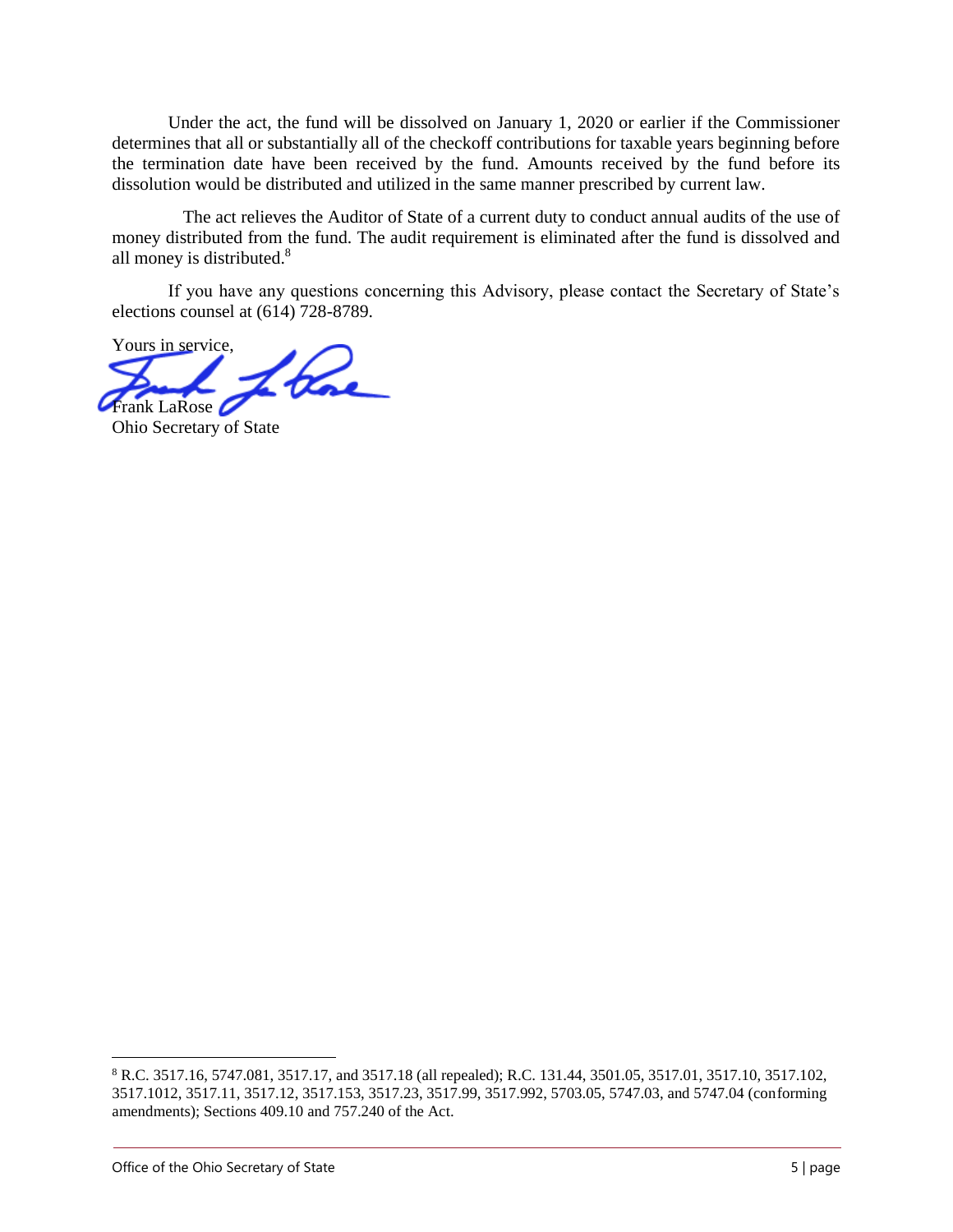Under the act, the fund will be dissolved on January 1, 2020 or earlier if the Commissioner determines that all or substantially all of the checkoff contributions for taxable years beginning before the termination date have been received by the fund. Amounts received by the fund before its dissolution would be distributed and utilized in the same manner prescribed by current law.

The act relieves the Auditor of State of a current duty to conduct annual audits of the use of money distributed from the fund. The audit requirement is eliminated after the fund is dissolved and all money is distributed.[8]

If you have any questions concerning this Advisory, please contact the Secretary of State's elections counsel at (614) 728-8789.

Yours in service,

Frank LaRose
Ohio Secretary of State

---

[8] R.C. 3517.16, 5747.081, 3517.17, and 3517.18 (all repealed); R.C. 131.44, 3501.05, 3517.01, 3517.10, 3517.102, 3517.1012, 3517.11, 3517.12, 3517.153, 3517.23, 3517.99, 3517.992, 5703.05, 5747.03, and 5747.04 (conforming amendments); Sections 409.10 and 757.240 of the Act.